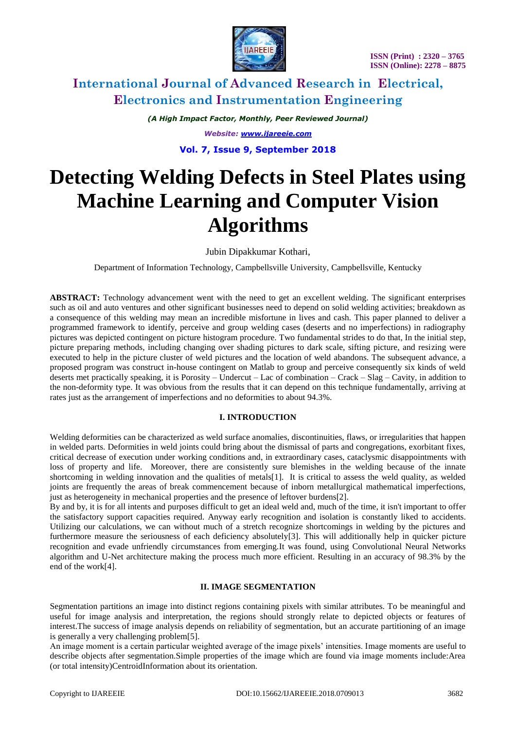# International Journal of Advanced Research in Electrical, Electronics and Instrumentation Engineering

*(A High Impact Factor, Monthly, Peer Reviewed Journal)*

*Website: www.ijareeie.com*

# Detecting Welding Defects in Steel Plates using Machine Learning and Computer Vision Algorithms

Jubin Dipakkumar Kothari,

Department of Information Technology, Campbellsville University, Campbellsville, Kentucky

**ABSTRACT:** Technology advancement went with the need to get an excellent welding. The significant enterprises such as oil and auto ventures and other significant businesses need to depend on solid welding activities; breakdown as a consequence of this welding may mean an incredible misfortune in lives and cash. This paper planned to deliver a programmed framework to identify, perceive and group welding cases (deserts and no imperfections) in radiography pictures was depicted contingent on picture histogram procedure. Two fundamental strides to do that, In the initial step, picture preparing methods, including changing over shading pictures to dark scale, sifting picture, and resizing were executed to help in the picture cluster of weld pictures and the location of weld abandons. The subsequent advance, a proposed program was construct in-house contingent on Matlab to group and perceive consequently six kinds of weld deserts met practically speaking, it is Porosity – Undercut – Lac of combination – Crack – Slag – Cavity, in addition to the non-deformity type. It was obvious from the results that it can depend on this technique fundamentally, arriving at rates just as the arrangement of imperfections and no deformities to about 94.3%.

## I. INTRODUCTION

Welding deformities can be characterized as weld surface anomalies, discontinuities, flaws, or irregularities that happen in welded parts. Deformities in weld joints could bring about the dismissal of parts and congregations, exorbitant fixes, critical decrease of execution under working conditions and, in extraordinary cases, cataclysmic disappointments with loss of property and life. Moreover, there are consistently sure blemishes in the welding because of the innate shortcoming in welding innovation and the qualities of metals[1]. It is critical to assess the weld quality, as welded joints are frequently the areas of break commencement because of inborn metallurgical mathematical imperfections, just as heterogeneity in mechanical properties and the presence of leftover burdens[2].

By and by, it is for all intents and purposes difficult to get an ideal weld and, much of the time, it isn't important to offer the satisfactory support capacities required. Anyway early recognition and isolation is constantly liked to accidents. Utilizing our calculations, we can without much of a stretch recognize shortcomings in welding by the pictures and furthermore measure the seriousness of each deficiency absolutely[3]. This will additionally help in quicker picture recognition and evade unfriendly circumstances from emerging.It was found, using Convolutional Neural Networks algorithm and U-Net architecture making the process much more efficient. Resulting in an accuracy of 98.3% by the end of the work[4].

## II. IMAGE SEGMENTATION

Segmentation partitions an image into distinct regions containing pixels with similar attributes. To be meaningful and useful for image analysis and interpretation, the regions should strongly relate to depicted objects or features of interest.The success of image analysis depends on reliability of segmentation, but an accurate partitioning of an image is generally a very challenging problem[5].

An image moment is a certain particular weighted average of the image pixels' intensities. Image moments are useful to describe objects after segmentation.Simple properties of the image which are found via image moments include:Area (or total intensity)CentroidInformation about its orientation.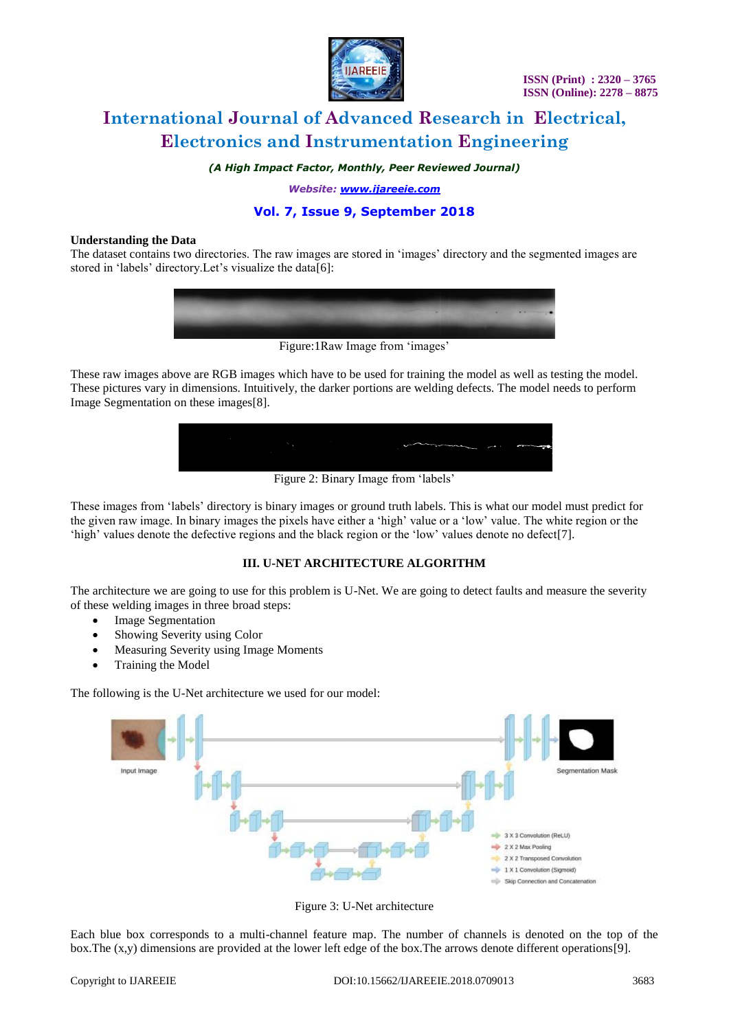### Understanding the Data

The dataset contains two directories. The raw images are stored in 'images' directory and the segmented images are stored in 'labels' directory.Let's visualize the data[6]:

Figure:1Raw Image from 'images'

These raw images above are RGB images which have to be used for training the model as well as testing the model. These pictures vary in dimensions. Intuitively, the darker portions are welding defects. The model needs to perform Image Segmentation on these images[8].

Figure 2: Binary Image from 'labels'

These images from 'labels' directory is binary images or ground truth labels. This is what our model must predict for the given raw image. In binary images the pixels have either a 'high' value or a 'low' value. The white region or the 'high' values denote the defective regions and the black region or the 'low' values denote no defect[7].

## III. U-NET ARCHITECTURE ALGORITHM

The architecture we are going to use for this problem is U-Net. We are going to detect faults and measure the severity of these welding images in three broad steps:

- Image Segmentation
- Showing Severity using Color
- Measuring Severity using Image Moments
- Training the Model

The following is the U-Net architecture we used for our model:

Figure 3: U-Net architecture

Each blue box corresponds to a multi-channel feature map. The number of channels is denoted on the top of the box.The (x,y) dimensions are provided at the lower left edge of the box.The arrows denote different operations[9].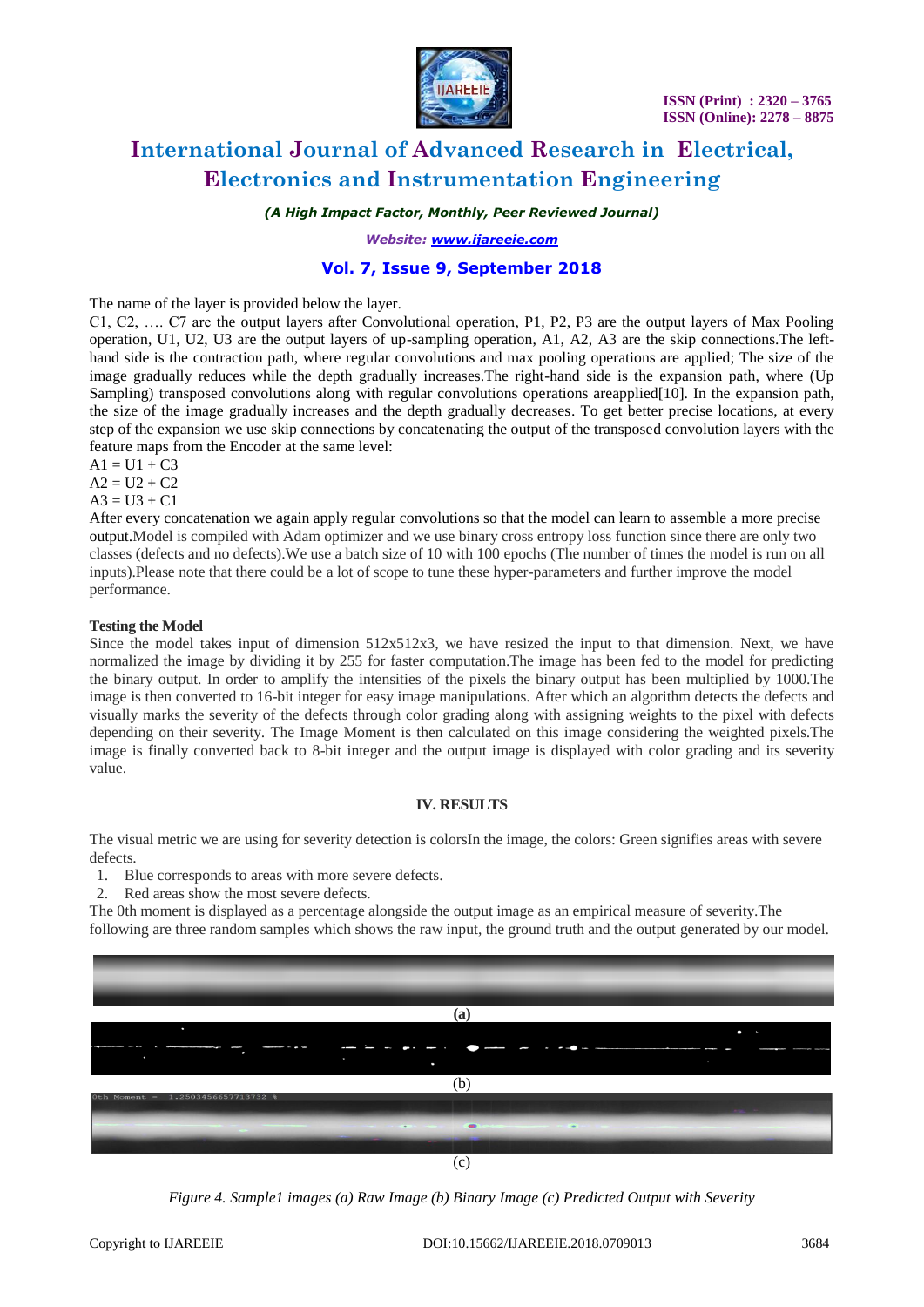The name of the layer is provided below the layer.

C1, C2, …. C7 are the output layers after Convolutional operation, P1, P2, P3 are the output layers of Max Pooling operation, U1, U2, U3 are the output layers of up-sampling operation, A1, A2, A3 are the skip connections.The left-hand side is the contraction path, where regular convolutions and max pooling operations are applied; The size of the image gradually reduces while the depth gradually increases.The right-hand side is the expansion path, where (Up Sampling) transposed convolutions along with regular convolutions operations areapplied[10]. In the expansion path, the size of the image gradually increases and the depth gradually decreases. To get better precise locations, at every step of the expansion we use skip connections by concatenating the output of the transposed convolution layers with the feature maps from the Encoder at the same level:

A1 = U1 + C3

A2 = U2 + C2

A3 = U3 + C1

After every concatenation we again apply regular convolutions so that the model can learn to assemble a more precise output.Model is compiled with Adam optimizer and we use binary cross entropy loss function since there are only two classes (defects and no defects).We use a batch size of 10 with 100 epochs (The number of times the model is run on all inputs).Please note that there could be a lot of scope to tune these hyper-parameters and further improve the model performance.

**Testing the Model**

Since the model takes input of dimension 512x512x3, we have resized the input to that dimension. Next, we have normalized the image by dividing it by 255 for faster computation.The image has been fed to the model for predicting the binary output. In order to amplify the intensities of the pixels the binary output has been multiplied by 1000.The image is then converted to 16-bit integer for easy image manipulations. After which an algorithm detects the defects and visually marks the severity of the defects through color grading along with assigning weights to the pixel with defects depending on their severity. The Image Moment is then calculated on this image considering the weighted pixels.The image is finally converted back to 8-bit integer and the output image is displayed with color grading and its severity value.

## IV. RESULTS

The visual metric we are using for severity detection is colorsIn the image, the colors: Green signifies areas with severe defects.

1. Blue corresponds to areas with more severe defects.
2. Red areas show the most severe defects.

The 0th moment is displayed as a percentage alongside the output image as an empirical measure of severity.The following are three random samples which shows the raw input, the ground truth and the output generated by our model.

(a)

(b)

0th Moment = 1.2503456657713732 %

(c)

*Figure 4. Sample1 images (a) Raw Image (b) Binary Image (c) Predicted Output with Severity*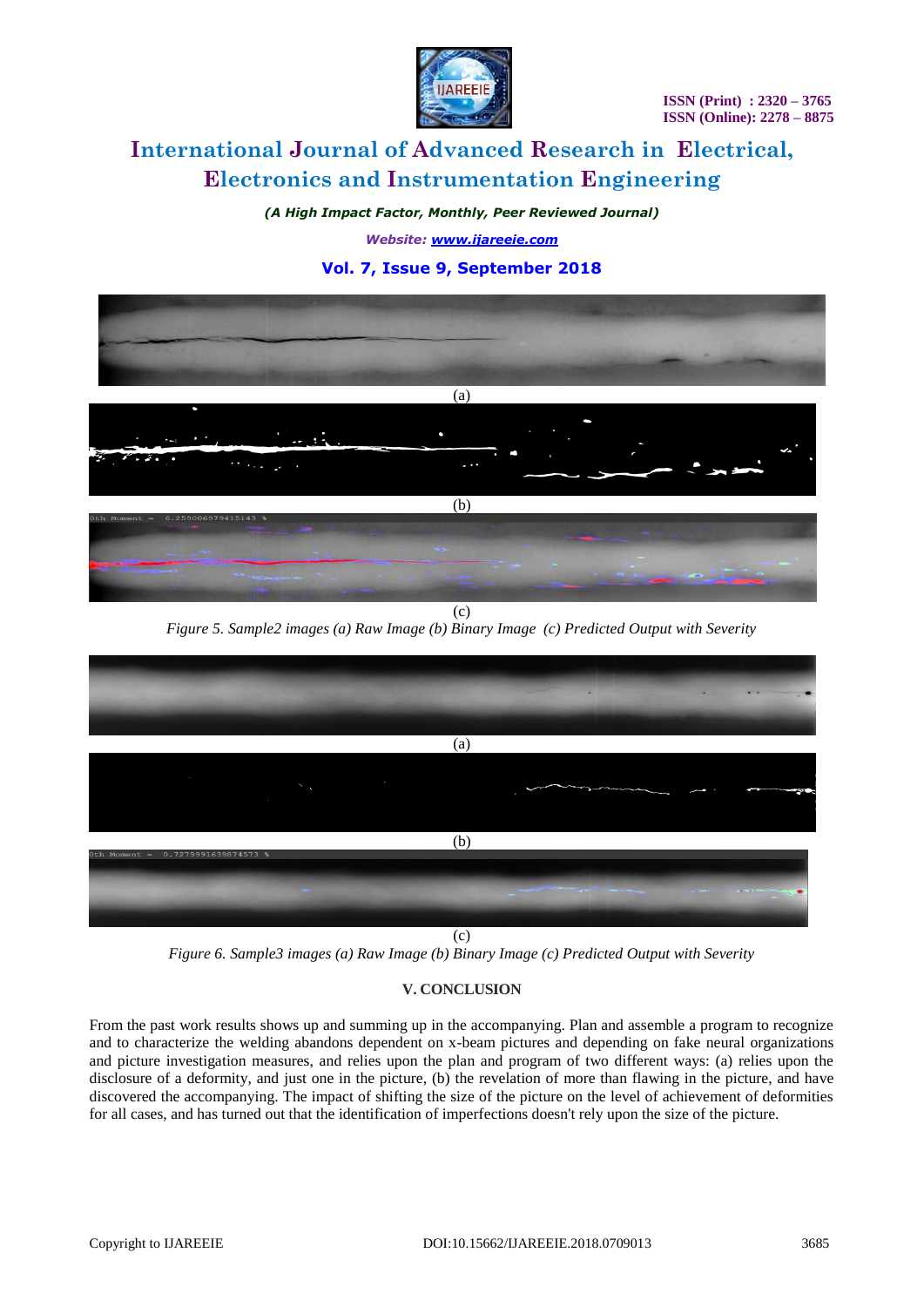(a)

(b)

(c)

*Figure 5. Sample2 images (a) Raw Image (b) Binary Image (c) Predicted Output with Severity*

(a)

(b)

(c)

*Figure 6. Sample3 images (a) Raw Image (b) Binary Image (c) Predicted Output with Severity*

## V. CONCLUSION

From the past work results shows up and summing up in the accompanying. Plan and assemble a program to recognize and to characterize the welding abandons dependent on x-beam pictures and depending on fake neural organizations and picture investigation measures, and relies upon the plan and program of two different ways: (a) relies upon the disclosure of a deformity, and just one in the picture, (b) the revelation of more than flawing in the picture, and have discovered the accompanying. The impact of shifting the size of the picture on the level of achievement of deformities for all cases, and has turned out that the identification of imperfections doesn't rely upon the size of the picture.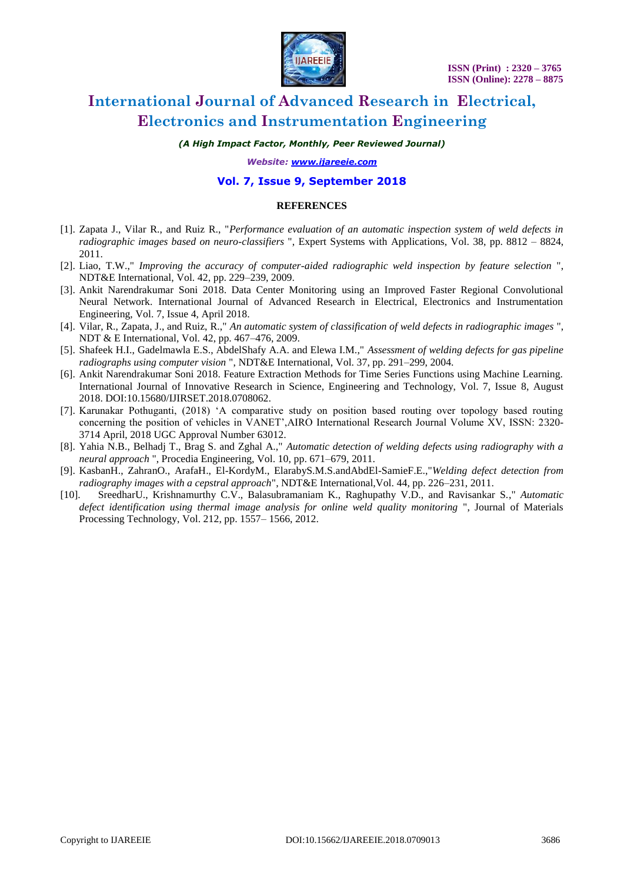### REFERENCES

[1]. Zapata J., Vilar R., and Ruiz R., "*Performance evaluation of an automatic inspection system of weld defects in radiographic images based on neuro-classifiers* ", Expert Systems with Applications, Vol. 38, pp. 8812 – 8824, 2011.

[2]. Liao, T.W.," *Improving the accuracy of computer-aided radiographic weld inspection by feature selection* ", NDT&E International, Vol. 42, pp. 229–239, 2009.

[3]. Ankit Narendrakumar Soni 2018. Data Center Monitoring using an Improved Faster Regional Convolutional Neural Network. International Journal of Advanced Research in Electrical, Electronics and Instrumentation Engineering, Vol. 7, Issue 4, April 2018.

[4]. Vilar, R., Zapata, J., and Ruiz, R.," *An automatic system of classification of weld defects in radiographic images* ", NDT & E International, Vol. 42, pp. 467–476, 2009.

[5]. Shafeek H.I., Gadelmawla E.S., AbdelShafy A.A. and Elewa I.M.," *Assessment of welding defects for gas pipeline radiographs using computer vision* ", NDT&E International, Vol. 37, pp. 291–299, 2004.

[6]. Ankit Narendrakumar Soni 2018. Feature Extraction Methods for Time Series Functions using Machine Learning. International Journal of Innovative Research in Science, Engineering and Technology, Vol. 7, Issue 8, August 2018. DOI:10.15680/IJIRSET.2018.0708062.

[7]. Karunakar Pothuganti, (2018) 'A comparative study on position based routing over topology based routing concerning the position of vehicles in VANET',AIRO International Research Journal Volume XV, ISSN: 2320-3714 April, 2018 UGC Approval Number 63012.

[8]. Yahia N.B., Belhadj T., Brag S. and Zghal A.," *Automatic detection of welding defects using radiography with a neural approach* ", Procedia Engineering, Vol. 10, pp. 671–679, 2011.

[9]. KasbanH., ZahranO., ArafaH., El-KordyM., ElarabyS.M.S.andAbdEl-SamieF.E.,"*Welding defect detection from radiography images with a cepstral approach*", NDT&E International,Vol. 44, pp. 226–231, 2011.

[10]. SreedharU., Krishnamurthy C.V., Balasubramaniam K., Raghupathy V.D., and Ravisankar S.," *Automatic defect identification using thermal image analysis for online weld quality monitoring* ", Journal of Materials Processing Technology, Vol. 212, pp. 1557– 1566, 2012.